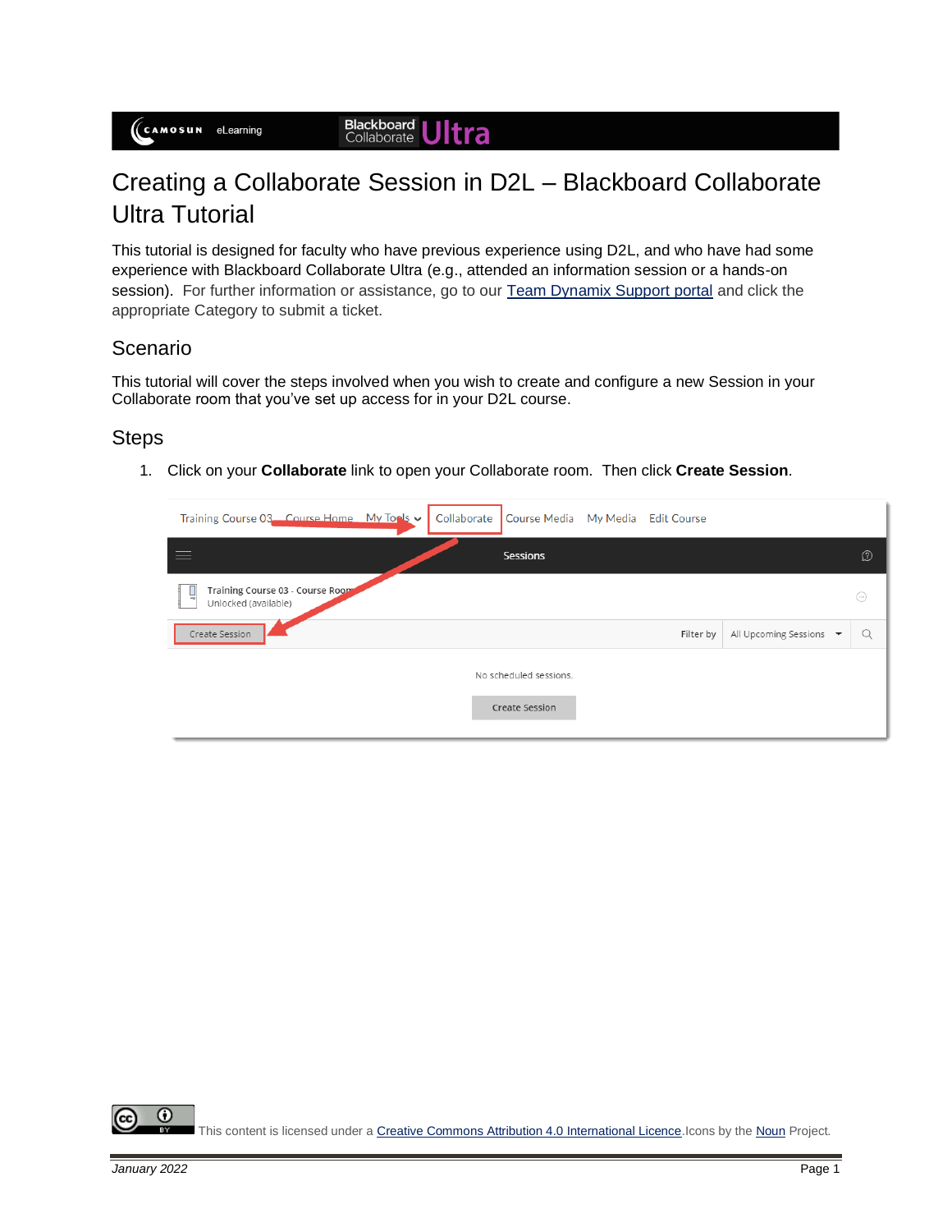# Creating a Collaborate Session in D2L – Blackboard Collaborate Ultra Tutorial

This tutorial is designed for faculty who have previous experience using D2L, and who have had some experience with Blackboard Collaborate Ultra (e.g., attended an information session or a hands-on session). For further information or assistance, go to our [Team Dynamix Support portal]() and click the appropriate Category to submit a ticket.

## Scenario

This tutorial will cover the steps involved when you wish to create and configure a new Session in your Collaborate room that you've set up access for in your D2L course.

## Steps

1. Click on your **Collaborate** link to open your Collaborate room. Then click **Create Session**.

This content is licensed under a [Creative Commons Attribution 4.0 International Licence](). Icons by the [Noun]() Project.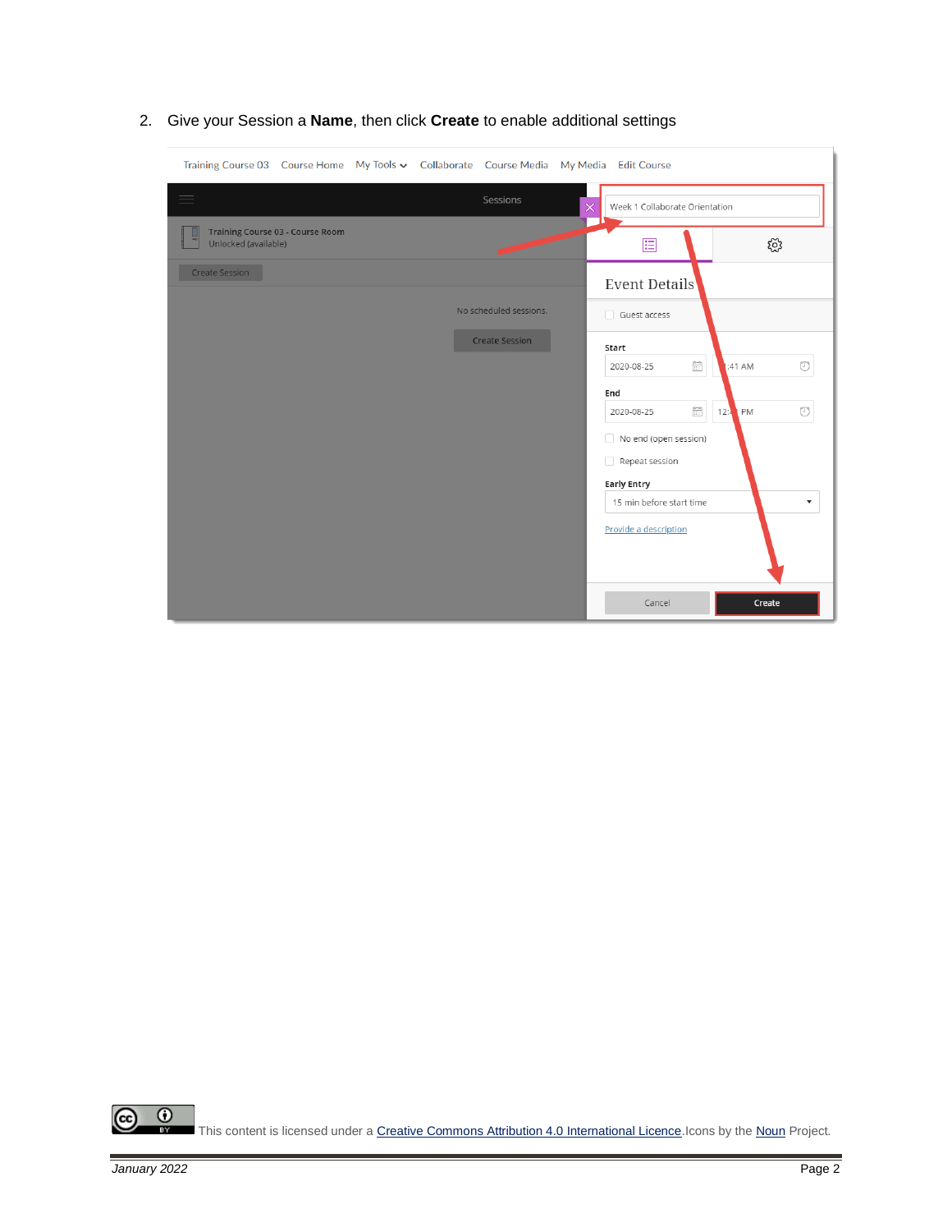2. Give your Session a **Name**, then click **Create** to enable additional settings

This content is licensed under a [Creative Commons Attribution 4.0 International Licence](). Icons by the [Noun]() Project.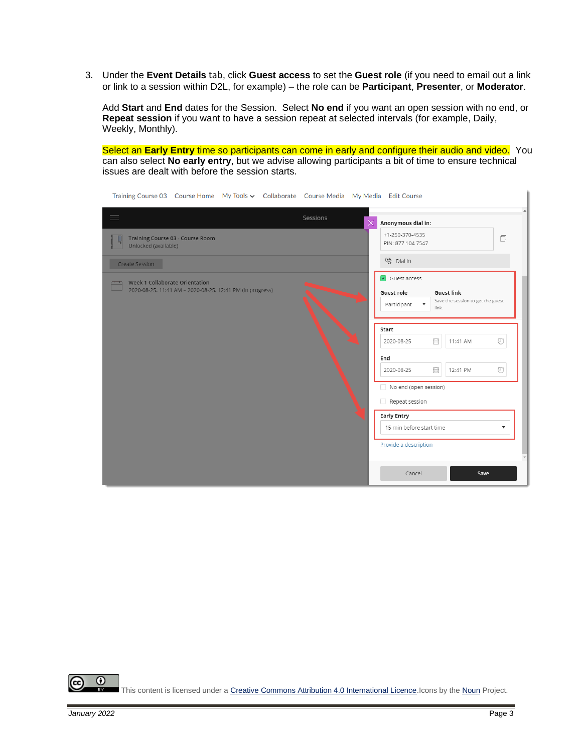3. Under the **Event Details** tab, click **Guest access** to set the **Guest role** (if you need to email out a link or link to a session within D2L, for example) – the role can be **Participant**, **Presenter**, or **Moderator**.

   Add **Start** and **End** dates for the Session. Select **No end** if you want an open session with no end, or **Repeat session** if you want to have a session repeat at selected intervals (for example, Daily, Weekly, Monthly).

   Select an **Early Entry** time so participants can come in early and configure their audio and video. You can also select **No early entry**, but we advise allowing participants a bit of time to ensure technical issues are dealt with before the session starts.

This content is licensed under a [Creative Commons Attribution 4.0 International Licence](). Icons by the [Noun]() Project.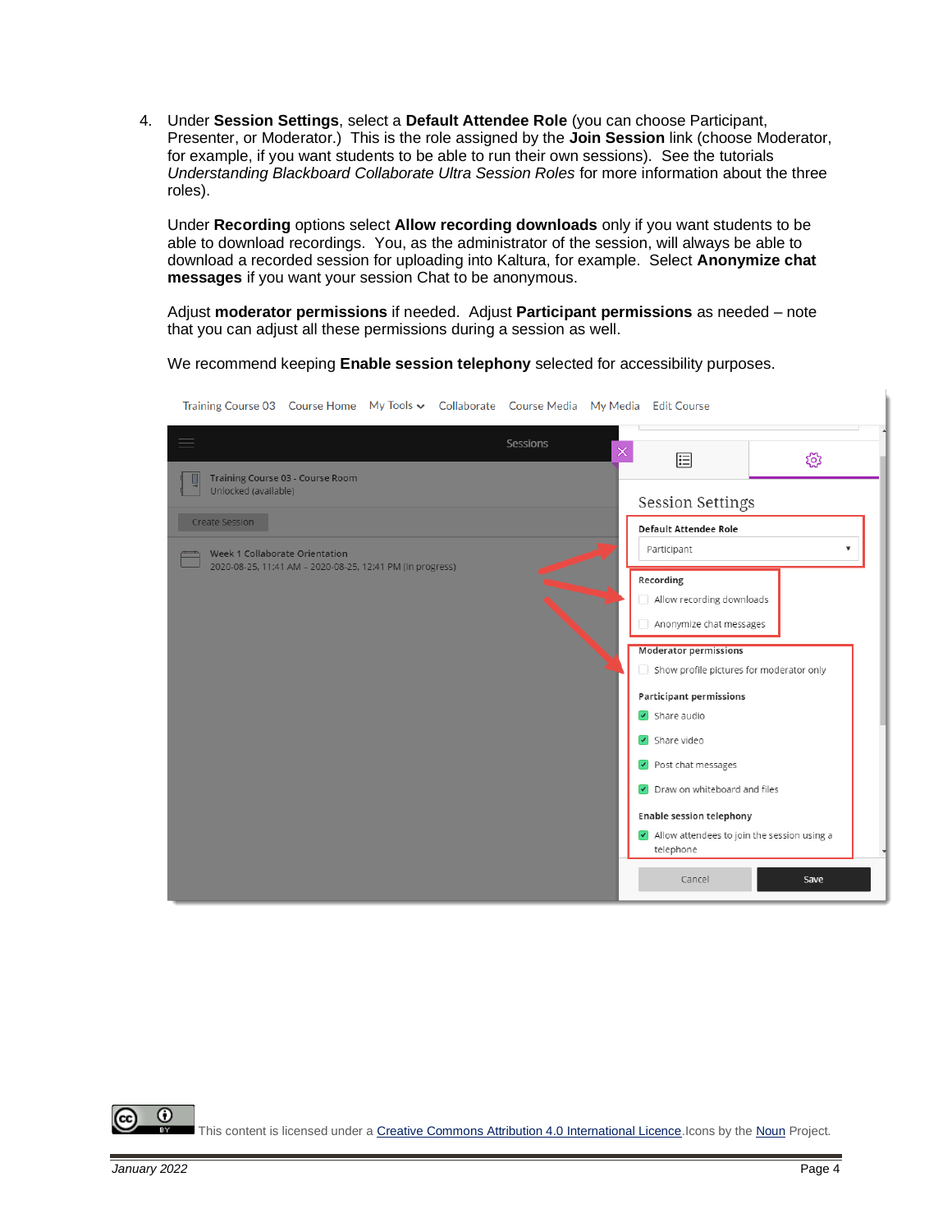4. Under **Session Settings**, select a **Default Attendee Role** (you can choose Participant, Presenter, or Moderator.) This is the role assigned by the **Join Session** link (choose Moderator, for example, if you want students to be able to run their own sessions). See the tutorials *Understanding Blackboard Collaborate Ultra Session Roles* for more information about the three roles).

   Under **Recording** options select **Allow recording downloads** only if you want students to be able to download recordings. You, as the administrator of the session, will always be able to download a recorded session for uploading into Kaltura, for example. Select **Anonymize chat messages** if you want your session Chat to be anonymous.

   Adjust **moderator permissions** if needed. Adjust **Participant permissions** as needed – note that you can adjust all these permissions during a session as well.

   We recommend keeping **Enable session telephony** selected for accessibility purposes.

This content is licensed under a Creative Commons Attribution 4.0 International Licence. Icons by the Noun Project.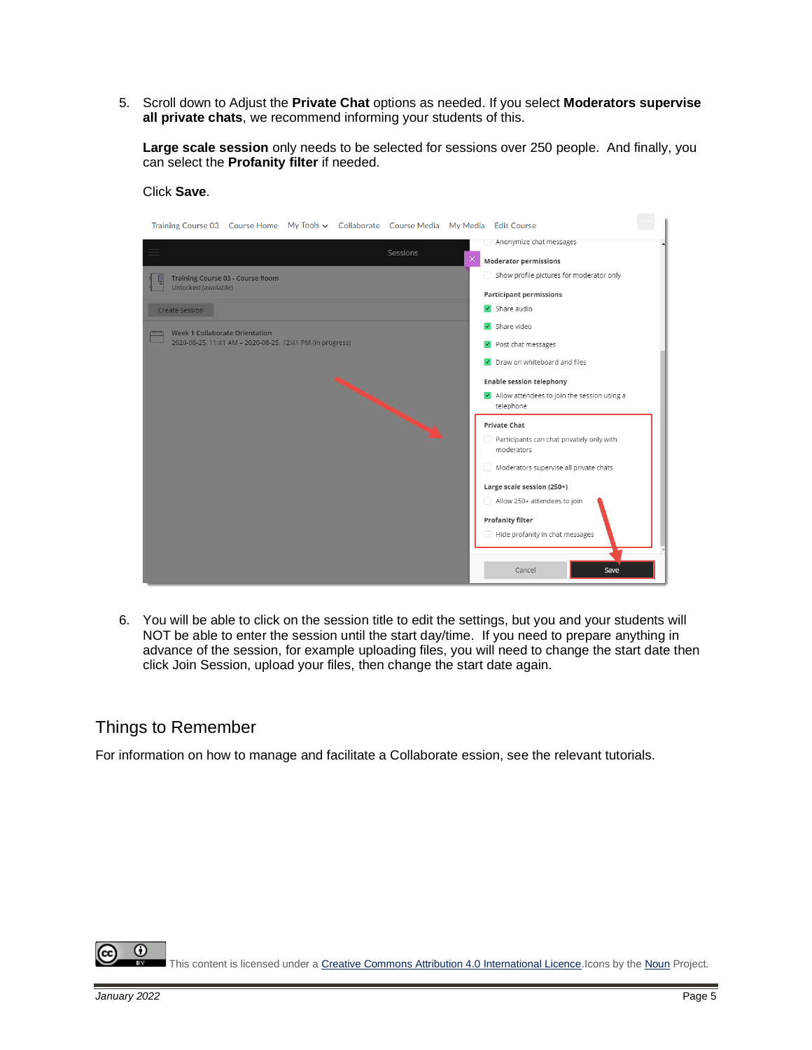5. Scroll down to Adjust the **Private Chat** options as needed. If you select **Moderators supervise all private chats**, we recommend informing your students of this.

   **Large scale session** only needs to be selected for sessions over 250 people. And finally, you can select the **Profanity filter** if needed.

   Click **Save**.

6. You will be able to click on the session title to edit the settings, but you and your students will NOT be able to enter the session until the start day/time. If you need to prepare anything in advance of the session, for example uploading files, you will need to change the start date then click Join Session, upload your files, then change the start date again.

## Things to Remember

For information on how to manage and facilitate a Collaborate ession, see the relevant tutorials.

This content is licensed under a Creative Commons Attribution 4.0 International Licence.Icons by the Noun Project.

*January 2022*